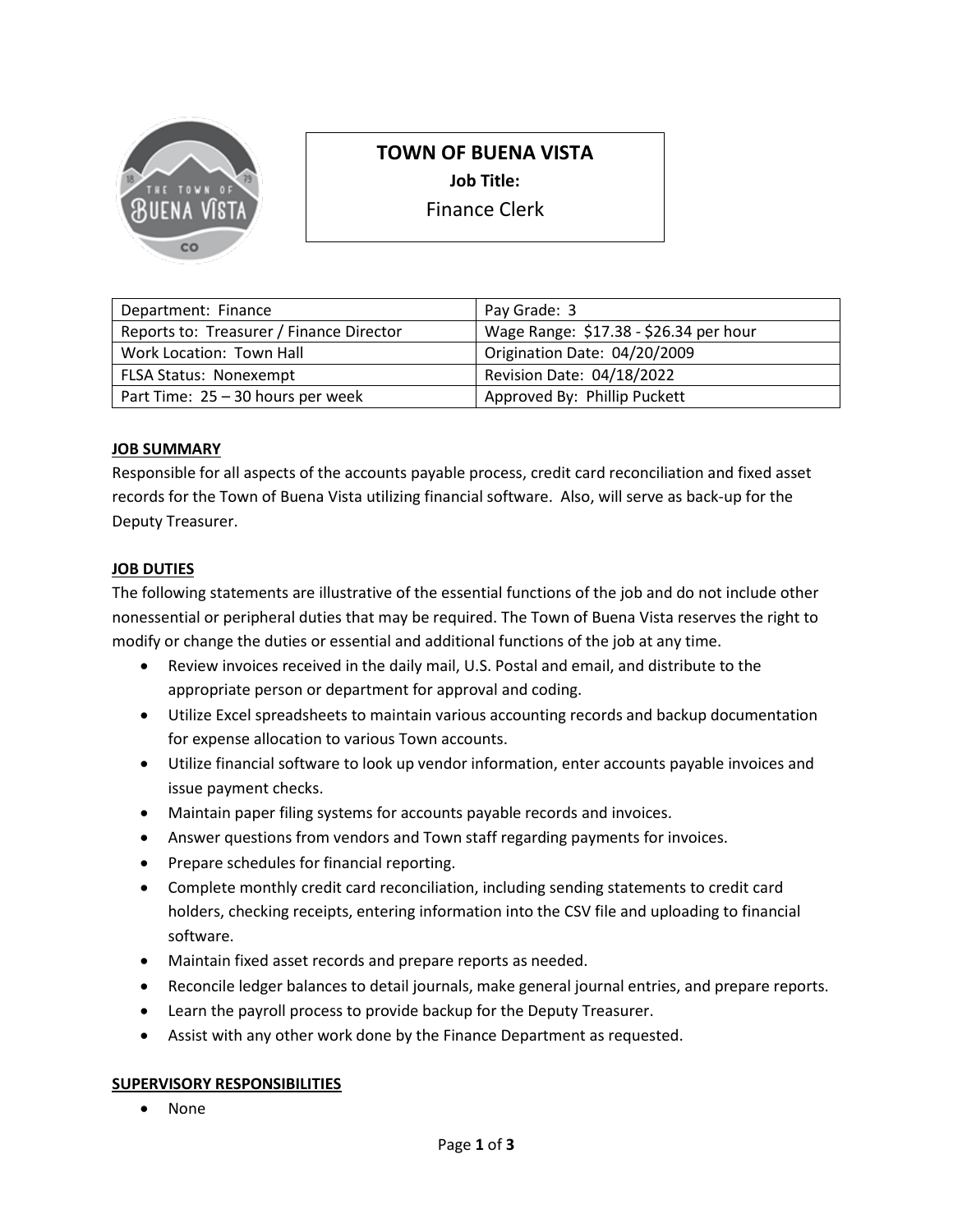# TOWN OF BUENA VISTA

**Job Title:**

Finance Clerk

| Department: Finance | Pay Grade: 3 |
|---|---|
| Reports to: Treasurer / Finance Director | Wage Range: $17.38 - $26.34 per hour |
| Work Location: Town Hall | Origination Date: 04/20/2009 |
| FLSA Status: Nonexempt | Revision Date: 04/18/2022 |
| Part Time: 25 – 30 hours per week | Approved By: Phillip Puckett |

## JOB SUMMARY

Responsible for all aspects of the accounts payable process, credit card reconciliation and fixed asset records for the Town of Buena Vista utilizing financial software. Also, will serve as back-up for the Deputy Treasurer.

## JOB DUTIES

The following statements are illustrative of the essential functions of the job and do not include other nonessential or peripheral duties that may be required. The Town of Buena Vista reserves the right to modify or change the duties or essential and additional functions of the job at any time.

- Review invoices received in the daily mail, U.S. Postal and email, and distribute to the appropriate person or department for approval and coding.
- Utilize Excel spreadsheets to maintain various accounting records and backup documentation for expense allocation to various Town accounts.
- Utilize financial software to look up vendor information, enter accounts payable invoices and issue payment checks.
- Maintain paper filing systems for accounts payable records and invoices.
- Answer questions from vendors and Town staff regarding payments for invoices.
- Prepare schedules for financial reporting.
- Complete monthly credit card reconciliation, including sending statements to credit card holders, checking receipts, entering information into the CSV file and uploading to financial software.
- Maintain fixed asset records and prepare reports as needed.
- Reconcile ledger balances to detail journals, make general journal entries, and prepare reports.
- Learn the payroll process to provide backup for the Deputy Treasurer.
- Assist with any other work done by the Finance Department as requested.

## SUPERVISORY RESPONSIBILITIES

- None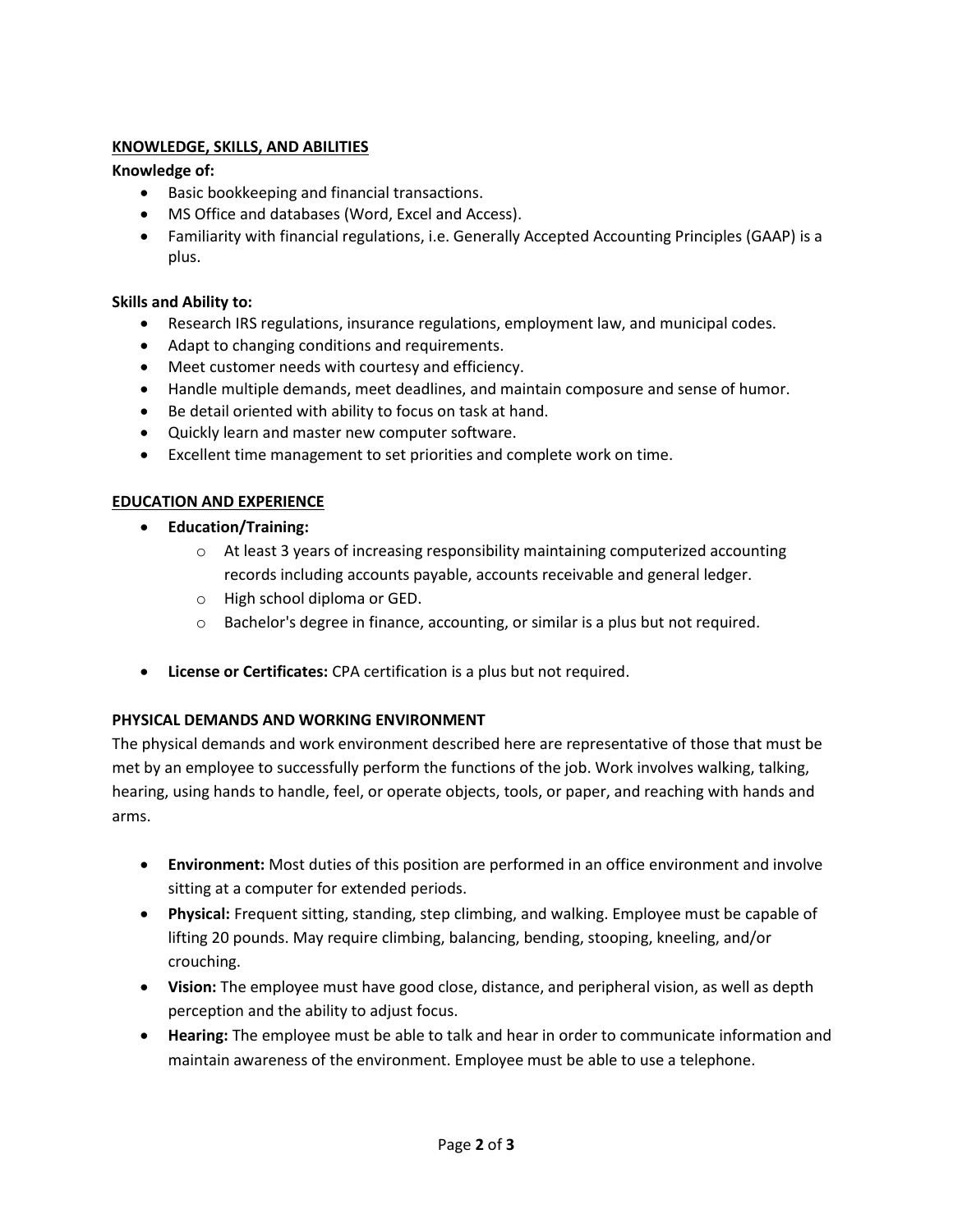## KNOWLEDGE, SKILLS, AND ABILITIES

**Knowledge of:**

- Basic bookkeeping and financial transactions.
- MS Office and databases (Word, Excel and Access).
- Familiarity with financial regulations, i.e. Generally Accepted Accounting Principles (GAAP) is a plus.

**Skills and Ability to:**

- Research IRS regulations, insurance regulations, employment law, and municipal codes.
- Adapt to changing conditions and requirements.
- Meet customer needs with courtesy and efficiency.
- Handle multiple demands, meet deadlines, and maintain composure and sense of humor.
- Be detail oriented with ability to focus on task at hand.
- Quickly learn and master new computer software.
- Excellent time management to set priorities and complete work on time.

## EDUCATION AND EXPERIENCE

- **Education/Training:**
  - At least 3 years of increasing responsibility maintaining computerized accounting records including accounts payable, accounts receivable and general ledger.
  - High school diploma or GED.
  - Bachelor's degree in finance, accounting, or similar is a plus but not required.

- **License or Certificates:** CPA certification is a plus but not required.

## PHYSICAL DEMANDS AND WORKING ENVIRONMENT

The physical demands and work environment described here are representative of those that must be met by an employee to successfully perform the functions of the job. Work involves walking, talking, hearing, using hands to handle, feel, or operate objects, tools, or paper, and reaching with hands and arms.

- **Environment:** Most duties of this position are performed in an office environment and involve sitting at a computer for extended periods.
- **Physical:** Frequent sitting, standing, step climbing, and walking. Employee must be capable of lifting 20 pounds. May require climbing, balancing, bending, stooping, kneeling, and/or crouching.
- **Vision:** The employee must have good close, distance, and peripheral vision, as well as depth perception and the ability to adjust focus.
- **Hearing:** The employee must be able to talk and hear in order to communicate information and maintain awareness of the environment. Employee must be able to use a telephone.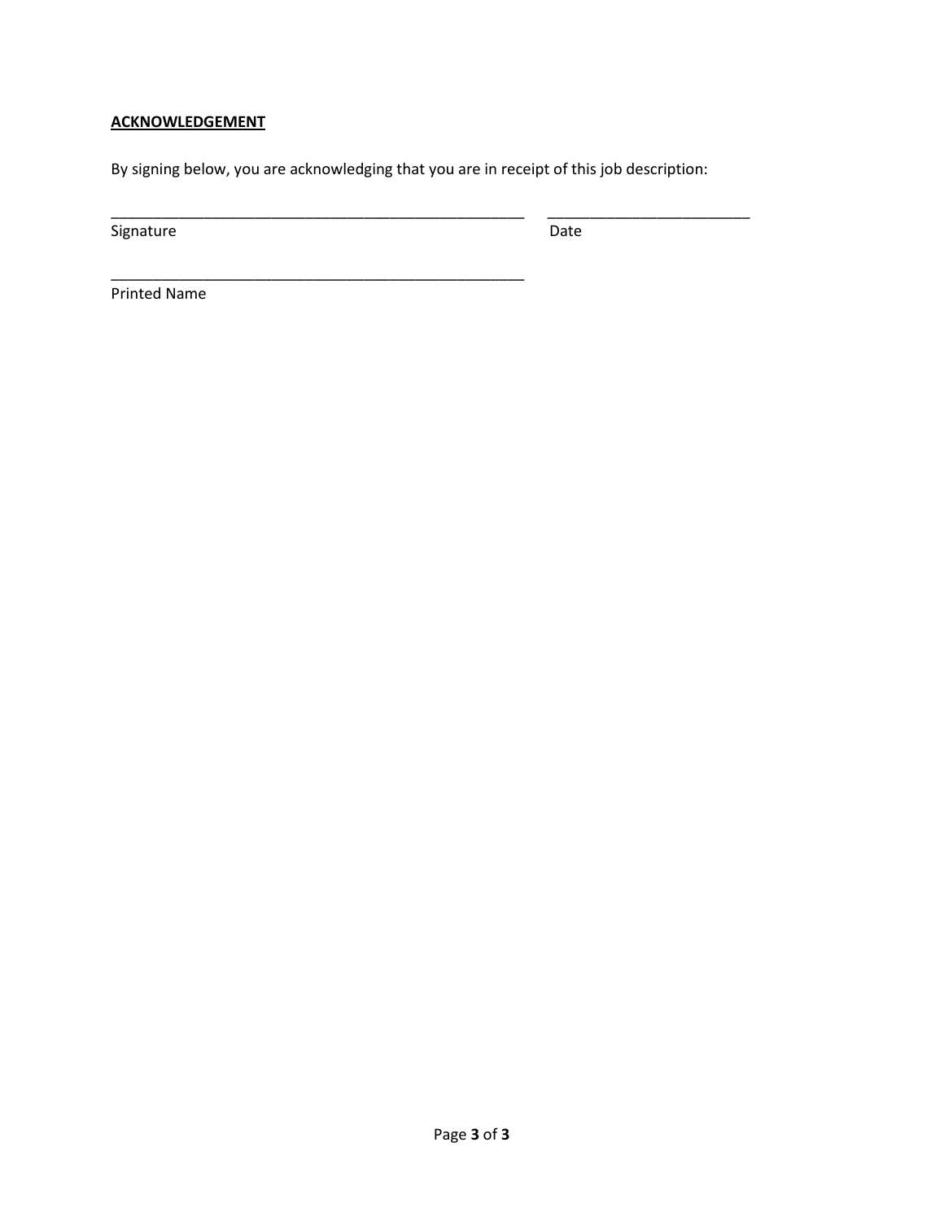**ACKNOWLEDGEMENT**

By signing below, you are acknowledging that you are in receipt of this job description:

___________________________________________________ ________________________

Signature Date

___________________________________________________

Printed Name